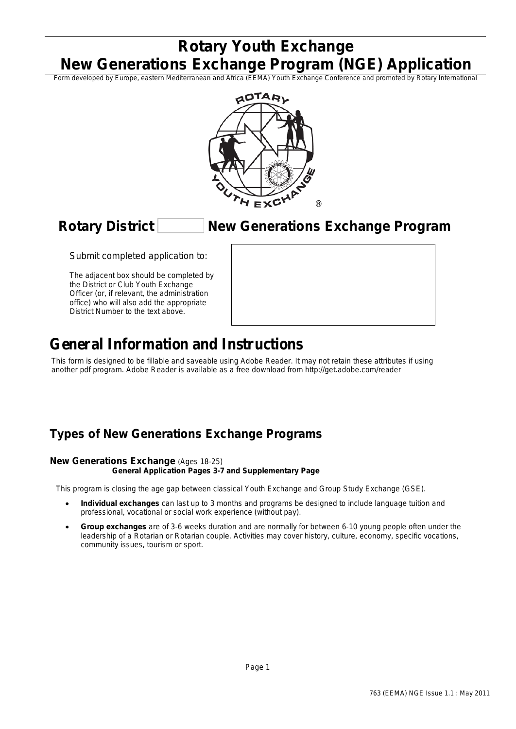# Rotary Youth Exchange
# New Generations Exchange Program (NGE) Application

Form developed by Europe, eastern Mediterranean and Africa (EEMA) Youth Exchange Conference and promoted by Rotary International

## Rotary District [ ] New Generations Exchange Program

Submit completed application to:

The adjacent box should be completed by the District or Club Youth Exchange Officer (or, if relevant, the administration office) who will also add the appropriate District Number to the text above.

# General Information and Instructions

This form is designed to be fillable and saveable using Adobe Reader. It may not retain these attributes if using another pdf program. Adobe Reader is available as a free download from http://get.adobe.com/reader

## Types of New Generations Exchange Programs

### New Generations Exchange (Ages 18-25)

**General Application Pages 3-7 and Supplementary Page**

This program is closing the age gap between classical Youth Exchange and Group Study Exchange (GSE).

- **Individual exchanges** can last up to 3 months and programs be designed to include language tuition and professional, vocational or social work experience (without pay).
- **Group exchanges** are of 3-6 weeks duration and are normally for between 6-10 young people often under the leadership of a Rotarian or Rotarian couple. Activities may cover history, culture, economy, specific vocations, community issues, tourism or sport.

763 (EEMA) NGE Issue 1.1 : May 2011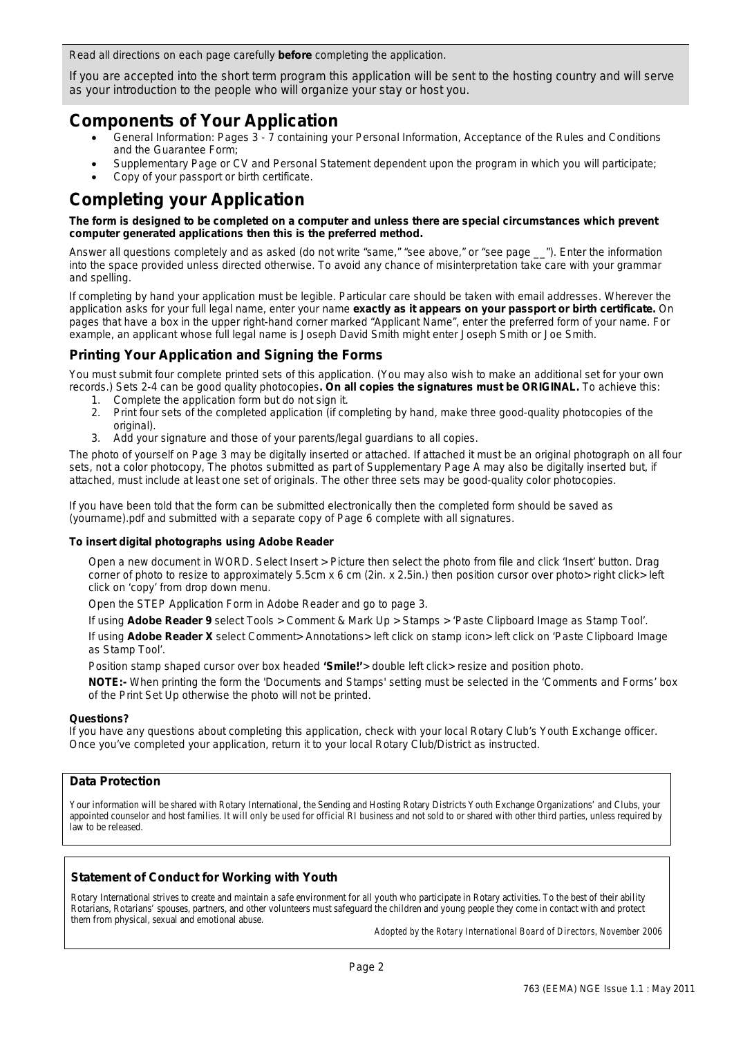Read all directions on each page carefully **before** completing the application.

If you are accepted into the short term program this application will be sent to the hosting country and will serve as your introduction to the people who will organize your stay or host you.

## Components of Your Application

- General Information: Pages 3 - 7 containing your Personal Information, Acceptance of the Rules and Conditions and the Guarantee Form;
- Supplementary Page or CV and Personal Statement dependent upon the program in which you will participate;
- Copy of your passport or birth certificate.

## Completing your Application

**The form is designed to be completed on a computer and unless there are special circumstances which prevent computer generated applications then this is the preferred method.**

Answer all questions completely and as asked (do not write "same," "see above," or "see page __"). Enter the information into the space provided unless directed otherwise. To avoid any chance of misinterpretation take care with your grammar and spelling.

If completing by hand your application must be legible. Particular care should be taken with email addresses. Wherever the application asks for your full legal name, enter your name **exactly as it appears on your passport or birth certificate.** On pages that have a box in the upper right-hand corner marked "Applicant Name", enter the preferred form of your name. For example, an applicant whose full legal name is Joseph David Smith might enter Joseph Smith or Joe Smith.

### Printing Your Application and Signing the Forms

You must submit four complete printed sets of this application. (You may also wish to make an additional set for your own records.) Sets 2-4 can be good quality photocopies**. On all copies the signatures must be ORIGINAL.** To achieve this:

1. Complete the application form but do not sign it.
2. Print four sets of the completed application (if completing by hand, make three good-quality photocopies of the original).
3. Add your signature and those of your parents/legal guardians to all copies.

The photo of yourself on Page 3 may be digitally inserted or attached. If attached it must be an original photograph on all four sets, not a color photocopy, The photos submitted as part of Supplementary Page A may also be digitally inserted but, if attached, must include at least one set of originals. The other three sets may be good-quality color photocopies.

If you have been told that the form can be submitted electronically then the completed form should be saved as (yourname).pdf and submitted with a separate copy of Page 6 complete with all signatures.

**To insert digital photographs using Adobe Reader**

Open a new document in WORD. Select Insert > Picture then select the photo from file and click 'Insert' button. Drag corner of photo to resize to approximately 5.5cm x 6 cm (2in. x 2.5in.) then position cursor over photo> right click> left click on 'copy' from drop down menu.

Open the STEP Application Form in Adobe Reader and go to page 3.

If using **Adobe Reader 9** select Tools > Comment & Mark Up > Stamps > 'Paste Clipboard Image as Stamp Tool'.

If using **Adobe Reader X** select Comment> Annotations> left click on stamp icon> left click on 'Paste Clipboard Image as Stamp Tool'.

Position stamp shaped cursor over box headed **'Smile!'**> double left click> resize and position photo.

**NOTE:-** When printing the form the 'Documents and Stamps' setting must be selected in the 'Comments and Forms' box of the Print Set Up otherwise the photo will not be printed.

**Questions?**
If you have any questions about completing this application, check with your local Rotary Club's Youth Exchange officer. Once you've completed your application, return it to your local Rotary Club/District as instructed.

**Data Protection**

Your information will be shared with Rotary International, the Sending and Hosting Rotary Districts Youth Exchange Organizations' and Clubs, your appointed counselor and host families. It will only be used for official RI business and not sold to or shared with other third parties, unless required by law to be released.

**Statement of Conduct for Working with Youth**

Rotary International strives to create and maintain a safe environment for all youth who participate in Rotary activities. To the best of their ability Rotarians, Rotarians' spouses, partners, and other volunteers must safeguard the children and young people they come in contact with and protect them from physical, sexual and emotional abuse.

*Adopted by the Rotary International Board of Directors, November 2006*

763 (EEMA) NGE Issue 1.1 : May 2011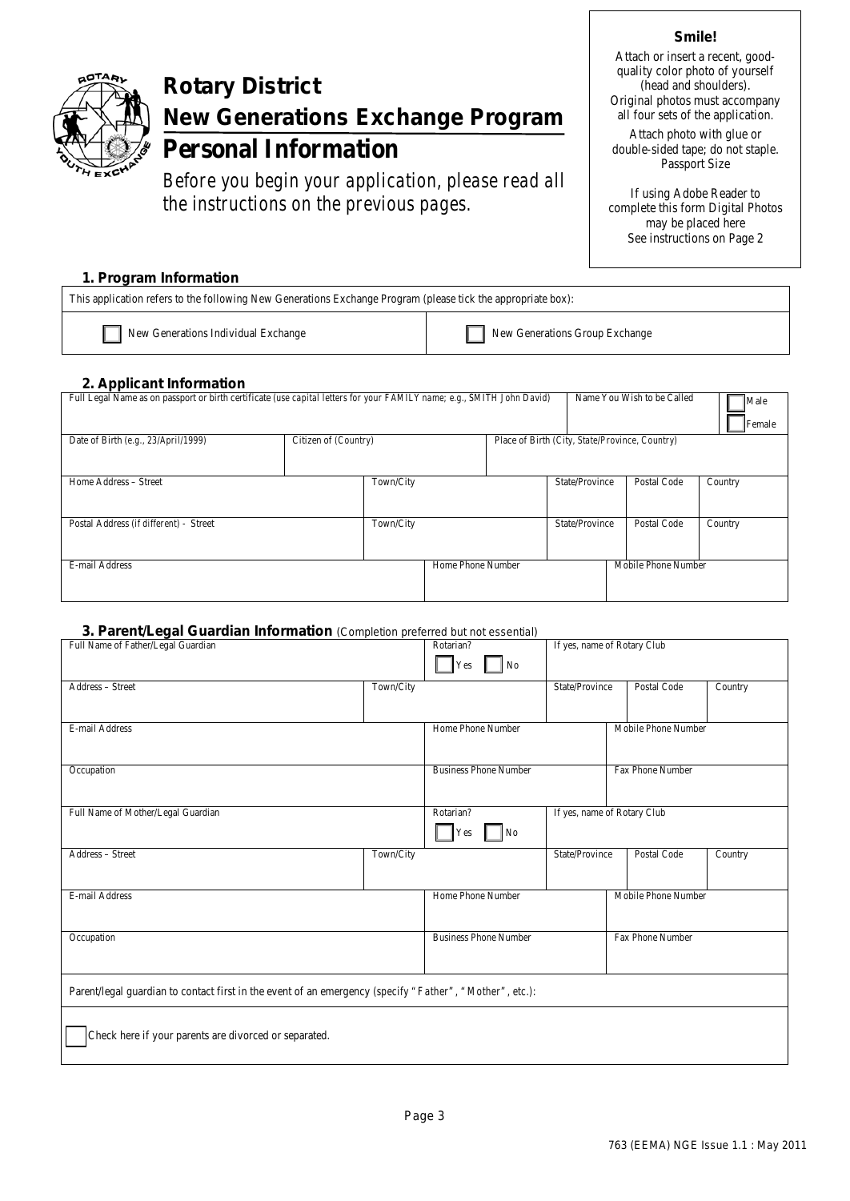# Rotary District New Generations Exchange Program Personal Information

*Before you begin your application, please read all the instructions on the previous pages.*

**Smile!**

Attach or insert a recent, good-quality color photo of yourself (head and shoulders). Original photos must accompany all four sets of the application.

Attach photo with glue or double-sided tape; do not staple. Passport Size

If using Adobe Reader to complete this form Digital Photos may be placed here See instructions on Page 2

### 1. Program Information

| This application refers to the following New Generations Exchange Program (please tick the appropriate box): | |
|---|---|
| ☐ New Generations Individual Exchange | ☐ New Generations Group Exchange |

### 2. Applicant Information

| Full Legal Name as on passport or birth certificate (use capital letters for your FAMILY name; e.g., SMITH John David) | | | | Name You Wish to be Called | ☐ Male ☐ Female |
|---|---|---|---|---|---|
| Date of Birth (e.g., 23/April/1999) | Citizen of (Country) | Place of Birth (City, State/Province, Country) | | | |
| Home Address – Street | Town/City | | State/Province | Postal Code | Country |
| Postal Address (if different) - Street | Town/City | | State/Province | Postal Code | Country |
| E-mail Address | | Home Phone Number | | Mobile Phone Number | |

### 3. Parent/Legal Guardian Information (Completion preferred but not essential)

| Full Name of Father/Legal Guardian | | Rotarian? ☐ Yes ☐ No | If yes, name of Rotary Club | | |
|---|---|---|---|---|---|
| Address – Street | Town/City | | State/Province | Postal Code | Country |
| E-mail Address | | Home Phone Number | | Mobile Phone Number | |
| Occupation | | Business Phone Number | | Fax Phone Number | |
| Full Name of Mother/Legal Guardian | | Rotarian? ☐ Yes ☐ No | If yes, name of Rotary Club | | |
| Address – Street | Town/City | | State/Province | Postal Code | Country |
| E-mail Address | | Home Phone Number | | Mobile Phone Number | |
| Occupation | | Business Phone Number | | Fax Phone Number | |
| Parent/legal guardian to contact first in the event of an emergency (specify "Father", "Mother", etc.): | | | | | |
| ☐ Check here if your parents are divorced or separated. | | | | | |

763 (EEMA) NGE Issue 1.1 : May 2011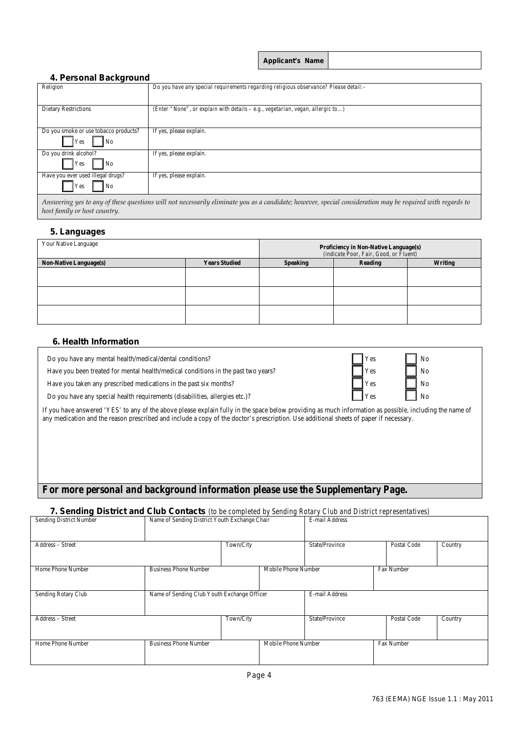| Applicant's Name | |
|---|---|

## 4. Personal Background

| Religion | Do you have any special requirements regarding religious observance? Please detail:- |
|---|---|
| Dietary Restrictions | (Enter "None", or explain with details – e.g., vegetarian, vegan, allergic to…) |
| Do you smoke or use tobacco products? ☐ Yes ☐ No | If yes, please explain. |
| Do you drink alcohol? ☐ Yes ☐ No | If yes, please explain. |
| Have you ever used illegal drugs? ☐ Yes ☐ No | If yes, please explain. |

*Answering yes to any of these questions will not necessarily eliminate you as a candidate; however, special consideration may be required with regards to host family or host country.*

## 5. Languages

| Your Native Language | | Proficiency in Non-Native Language(s) (indicate Poor, Fair, Good, or Fluent) | | |
|---|---|---|---|---|
| **Non-Native Language(s)** | **Years Studied** | **Speaking** | **Reading** | **Writing** |
| | | | | |
| | | | | |
| | | | | |

## 6. Health Information

| | | |
|---|---|---|
| Do you have any mental health/medical/dental conditions? | ☐ Yes | ☐ No |
| Have you been treated for mental health/medical conditions in the past two years? | ☐ Yes | ☐ No |
| Have you taken any prescribed medications in the past six months? | ☐ Yes | ☐ No |
| Do you have any special health requirements (disabilities, allergies etc.)? | ☐ Yes | ☐ No |

If you have answered 'YES' to any of the above please explain fully in the space below providing as much information as possible, including the name of any medication and the reason prescribed and include a copy of the doctor's prescription. Use additional sheets of paper if necessary.

**For more personal and background information please use the Supplementary Page.**

## 7. Sending District and Club Contacts *(to be completed by Sending Rotary Club and District representatives)*

| Sending District Number | Name of Sending District Youth Exchange Chair | | E-mail Address | | |
|---|---|---|---|---|---|
| Address – Street | | Town/City | State/Province | Postal Code | Country |
| Home Phone Number | Business Phone Number | Mobile Phone Number | | Fax Number | |
| Sending Rotary Club | Name of Sending Club Youth Exchange Officer | | E-mail Address | | |
| Address – Street | | Town/City | State/Province | Postal Code | Country |
| Home Phone Number | Business Phone Number | Mobile Phone Number | | Fax Number | |

763 (EEMA) NGE Issue 1.1 : May 2011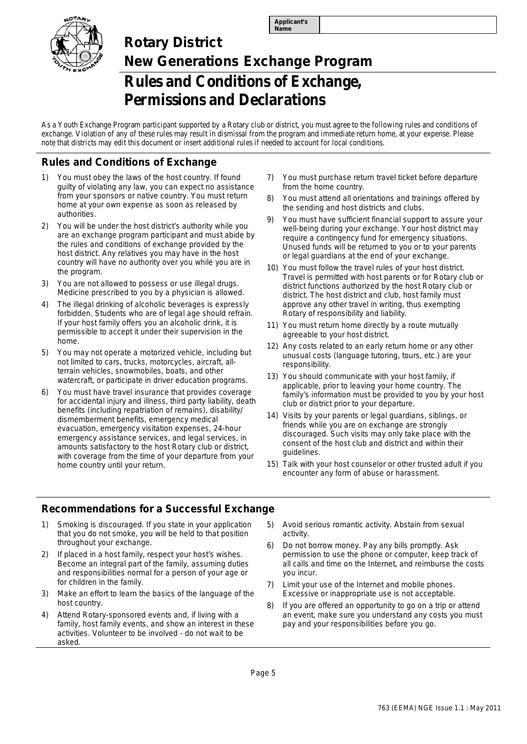| Applicant's Name | |
|---|---|

# Rotary District

## New Generations Exchange Program

# Rules and Conditions of Exchange, Permissions and Declarations

*As a Youth Exchange Program participant supported by a Rotary club or district, you must agree to the following rules and conditions of exchange. Violation of any of these rules may result in dismissal from the program and immediate return home, at your expense. Please note that districts may edit this document or insert additional rules if needed to account for local conditions.*

## Rules and Conditions of Exchange

1) You must obey the laws of the host country. If found guilty of violating any law, you can expect no assistance from your sponsors or native country. You must return home at your own expense as soon as released by authorities.
2) You will be under the host district's authority while you are an exchange program participant and must abide by the rules and conditions of exchange provided by the host district. Any relatives you may have in the host country will have no authority over you while you are in the program.
3) You are not allowed to possess or use illegal drugs. Medicine prescribed to you by a physician is allowed.
4) The illegal drinking of alcoholic beverages is expressly forbidden. Students who are of legal age should refrain. If your host family offers you an alcoholic drink, it is permissible to accept it under their supervision in the home.
5) You may not operate a motorized vehicle, including but not limited to cars, trucks, motorcycles, aircraft, all-terrain vehicles, snowmobiles, boats, and other watercraft, or participate in driver education programs.
6) You must have travel insurance that provides coverage for accidental injury and illness, third party liability, death benefits (including repatriation of remains), disability/dismemberment benefits, emergency medical evacuation, emergency visitation expenses, 24-hour emergency assistance services, and legal services, in amounts satisfactory to the host Rotary club or district, with coverage from the time of your departure from your home country until your return.
7) You must purchase return travel ticket before departure from the home country.
8) You must attend all orientations and trainings offered by the sending and host districts and clubs.
9) You must have sufficient financial support to assure your well-being during your exchange. Your host district may require a contingency fund for emergency situations. Unused funds will be returned to you or to your parents or legal guardians at the end of your exchange.
10) You must follow the travel rules of your host district. Travel is permitted with host parents or for Rotary club or district functions authorized by the host Rotary club or district. The host district and club, host family must approve any other travel in writing, thus exempting Rotary of responsibility and liability.
11) You must return home directly by a route mutually agreeable to your host district.
12) Any costs related to an early return home or any other unusual costs (language tutoring, tours, etc.) are your responsibility.
13) You should communicate with your host family, if applicable, prior to leaving your home country. The family's information must be provided to you by your host club or district prior to your departure.
14) Visits by your parents or legal guardians, siblings, or friends while you are on exchange are strongly discouraged. Such visits may only take place with the consent of the host club and district and within their guidelines.
15) Talk with your host counselor or other trusted adult if you encounter any form of abuse or harassment.

## Recommendations for a Successful Exchange

1) Smoking is discouraged. If you state in your application that you do not smoke, you will be held to that position throughout your exchange.
2) If placed in a host family, respect your host's wishes. Become an integral part of the family, assuming duties and responsibilities normal for a person of your age or for children in the family.
3) Make an effort to learn the basics of the language of the host country.
4) Attend Rotary-sponsored events and, if living with a family, host family events, and show an interest in these activities. Volunteer to be involved - do not wait to be asked.
5) Avoid serious romantic activity. Abstain from sexual activity.
6) Do not borrow money. Pay any bills promptly. Ask permission to use the phone or computer, keep track of all calls and time on the Internet, and reimburse the costs you incur.
7) Limit your use of the Internet and mobile phones. Excessive or inappropriate use is not acceptable.
8) If you are offered an opportunity to go on a trip or attend an event, make sure you understand any costs you must pay and your responsibilities before you go.

763 (EEMA) NGE Issue 1.1 : May 2011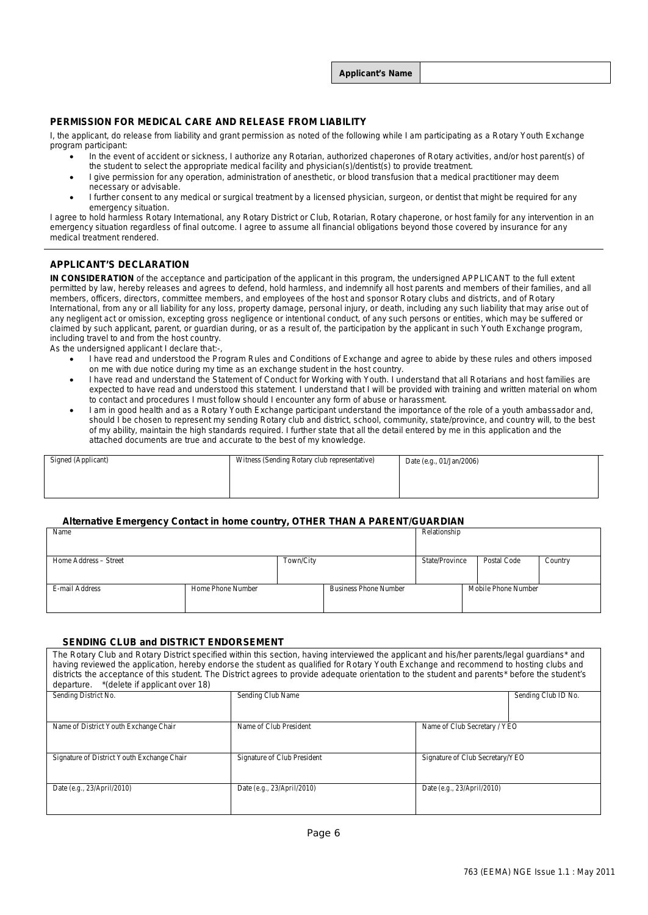| Applicant's Name | |
|---|---|

### PERMISSION FOR MEDICAL CARE AND RELEASE FROM LIABILITY

I, the applicant, do release from liability and grant permission as noted of the following while I am participating as a Rotary Youth Exchange program participant:

- In the event of accident or sickness, I authorize any Rotarian, authorized chaperones of Rotary activities, and/or host parent(s) of the student to select the appropriate medical facility and physician(s)/dentist(s) to provide treatment.
- I give permission for any operation, administration of anesthetic, or blood transfusion that a medical practitioner may deem necessary or advisable.
- I further consent to any medical or surgical treatment by a licensed physician, surgeon, or dentist that might be required for any emergency situation.

I agree to hold harmless Rotary International, any Rotary District or Club, Rotarian, Rotary chaperone, or host family for any intervention in an emergency situation regardless of final outcome. I agree to assume all financial obligations beyond those covered by insurance for any medical treatment rendered.

### APPLICANT'S DECLARATION

**IN CONSIDERATION** of the acceptance and participation of the applicant in this program, the undersigned APPLICANT to the full extent permitted by law, hereby releases and agrees to defend, hold harmless, and indemnify all host parents and members of their families, and all members, officers, directors, committee members, and employees of the host and sponsor Rotary clubs and districts, and of Rotary International, from any or all liability for any loss, property damage, personal injury, or death, including any such liability that may arise out of any negligent act or omission, excepting gross negligence or intentional conduct, of any such persons or entities, which may be suffered or claimed by such applicant, parent, or guardian during, or as a result of, the participation by the applicant in such Youth Exchange program, including travel to and from the host country.

As the undersigned applicant I declare that:-,

- I have read and understood the Program Rules and Conditions of Exchange and agree to abide by these rules and others imposed on me with due notice during my time as an exchange student in the host country.
- I have read and understand the Statement of Conduct for Working with Youth. I understand that all Rotarians and host families are expected to have read and understood this statement. I understand that I will be provided with training and written material on whom to contact and procedures I must follow should I encounter any form of abuse or harassment.
- I am in good health and as a Rotary Youth Exchange participant understand the importance of the role of a youth ambassador and, should I be chosen to represent my sending Rotary club and district, school, community, state/province, and country will, to the best of my ability, maintain the high standards required. I further state that all the detail entered by me in this application and the attached documents are true and accurate to the best of my knowledge.

| Signed (Applicant) | Witness (Sending Rotary club representative) | Date (e.g., 01/Jan/2006) |
|---|---|---|
| | | |

#### Alternative Emergency Contact in home country, OTHER THAN A PARENT/GUARDIAN

| Name | | | | Relationship | | |
|---|---|---|---|---|---|---|
| Home Address – Street | | Town/City | | State/Province | Postal Code | Country |
| E-mail Address | Home Phone Number | | Business Phone Number | | Mobile Phone Number | |

#### SENDING CLUB and DISTRICT ENDORSEMENT

The Rotary Club and Rotary District specified within this section, having interviewed the applicant and his/her parents/legal guardians* and having reviewed the application, hereby endorse the student as qualified for Rotary Youth Exchange and recommend to hosting clubs and districts the acceptance of this student. The District agrees to provide adequate orientation to the student and parents* before the student's departure. *(delete if applicant over 18)

| Sending District No. | Sending Club Name | | Sending Club ID No. |
|---|---|---|---|
| Name of District Youth Exchange Chair | Name of Club President | Name of Club Secretary / YEO | |
| Signature of District Youth Exchange Chair | Signature of Club President | Signature of Club Secretary/YEO | |
| Date (e.g., 23/April/2010) | Date (e.g., 23/April/2010) | Date (e.g., 23/April/2010) | |

763 (EEMA) NGE Issue 1.1 : May 2011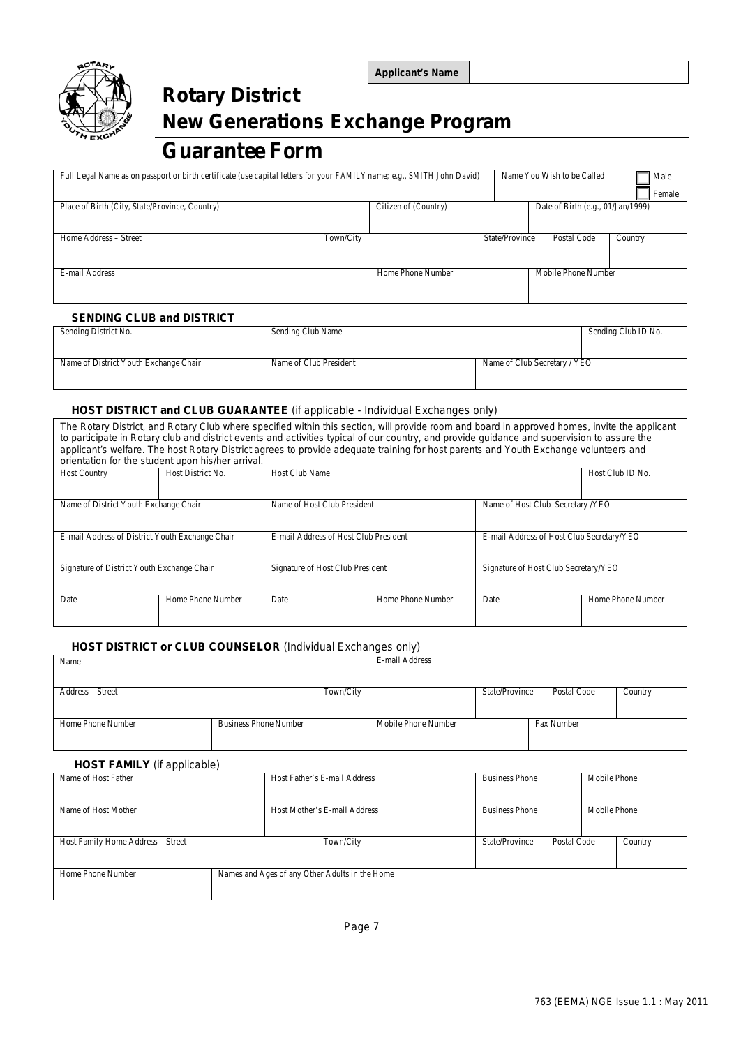| Applicant's Name | |
|---|---|

# Rotary District
# New Generations Exchange Program
# Guarantee Form

| Full Legal Name as on passport or birth certificate (use capital letters for your FAMILY name; e.g., SMITH John David) | | | | Name You Wish to be Called | | ☐ Male ☐ Female |
|---|---|---|---|---|---|---|
| Place of Birth (City, State/Province, Country) | | Citizen of (Country) | | Date of Birth (e.g., 01/Jan/1999) | | |
| Home Address – Street | Town/City | | State/Province | Postal Code | Country | |
| E-mail Address | | Home Phone Number | | Mobile Phone Number | | |

### SENDING CLUB and DISTRICT

| Sending District No. | Sending Club Name | | Sending Club ID No. |
|---|---|---|---|
| Name of District Youth Exchange Chair | Name of Club President | Name of Club Secretary / YEO | |

### HOST DISTRICT and CLUB GUARANTEE (if applicable - Individual Exchanges only)

The Rotary District, and Rotary Club where specified within this section, will provide room and board in approved homes, invite the applicant to participate in Rotary club and district events and activities typical of our country, and provide guidance and supervision to assure the applicant's welfare. The host Rotary District agrees to provide adequate training for host parents and Youth Exchange volunteers and orientation for the student upon his/her arrival.

| Host Country | Host District No. | Host Club Name | | | Host Club ID No. |
|---|---|---|---|---|---|
| Name of District Youth Exchange Chair | | Name of Host Club President | | Name of Host Club Secretary /YEO | |
| E-mail Address of District Youth Exchange Chair | | E-mail Address of Host Club President | | E-mail Address of Host Club Secretary/YEO | |
| Signature of District Youth Exchange Chair | | Signature of Host Club President | | Signature of Host Club Secretary/YEO | |
| Date | Home Phone Number | Date | Home Phone Number | Date | Home Phone Number |

### HOST DISTRICT or CLUB COUNSELOR (Individual Exchanges only)

| Name | | | E-mail Address | | | |
|---|---|---|---|---|---|---|
| Address – Street | | Town/City | | State/Province | Postal Code | Country |
| Home Phone Number | Business Phone Number | | Mobile Phone Number | | Fax Number | |

### HOST FAMILY (if applicable)

| Name of Host Father | Host Father's E-mail Address | | Business Phone | | Mobile Phone |
|---|---|---|---|---|---|
| Name of Host Mother | Host Mother's E-mail Address | | Business Phone | | Mobile Phone |
| Host Family Home Address – Street | | Town/City | State/Province | Postal Code | Country |
| Home Phone Number | Names and Ages of any Other Adults in the Home | | | | |

763 (EEMA) NGE Issue 1.1 : May 2011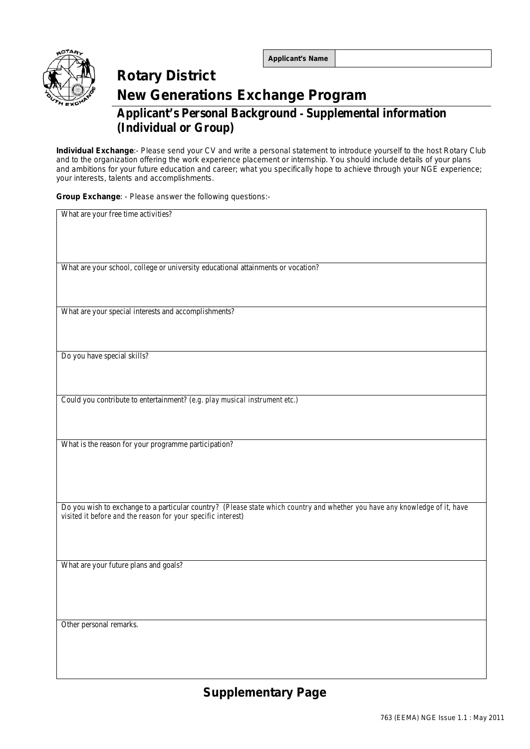| Applicant's Name | |
|---|---|

# Rotary District
# New Generations Exchange Program

## Applicant's Personal Background - Supplemental information (Individual or Group)

**Individual Exchange**:- Please send your CV and write a personal statement to introduce yourself to the host Rotary Club and to the organization offering the work experience placement or internship. You should include details of your plans and ambitions for your future education and career; what you specifically hope to achieve through your NGE experience; your interests, talents and accomplishments.

**Group Exchange**: - Please answer the following questions:-

| |
|---|
| What are your free time activities? |
| What are your school, college or university educational attainments or vocation? |
| What are your special interests and accomplishments? |
| Do you have special skills? |
| Could you contribute to entertainment? *(e.g. play musical instrument etc.)* |
| What is the reason for your programme participation? |
| Do you wish to exchange to a particular country? *(Please state which country and whether you have any knowledge of it, have visited it before and the reason for your specific interest)* |
| What are your future plans and goals? |
| Other personal remarks. |

## Supplementary Page

763 (EEMA) NGE Issue 1.1 : May 2011